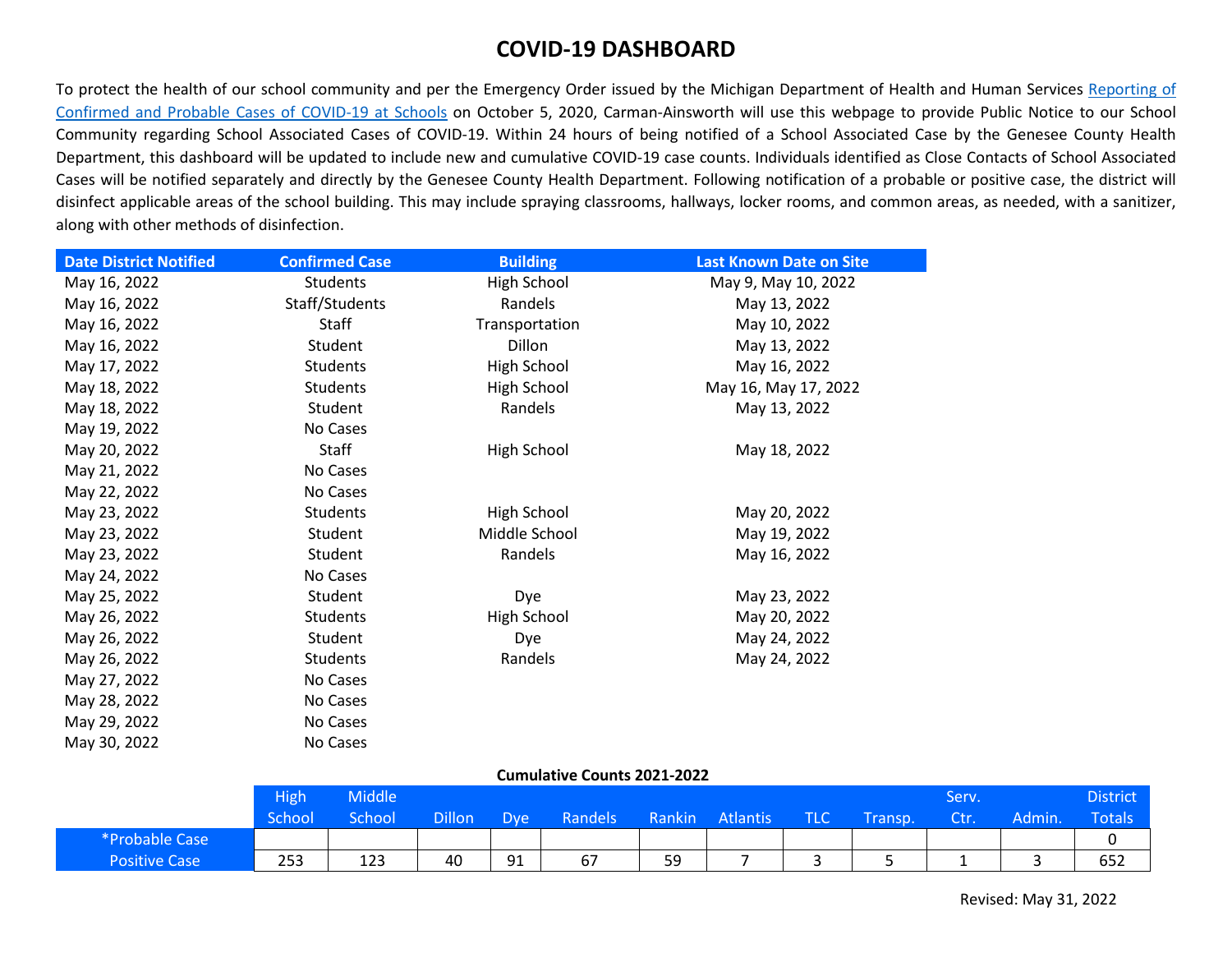# COVID-19 DASHBOARD

To protect the health of our school community and per the Emergency Order issued by the Michigan Department of Health and Human Services [Reporting of Confirmed and Probable Cases of COVID-19 at Schools] on October 5, 2020, Carman-Ainsworth will use this webpage to provide Public Notice to our School Community regarding School Associated Cases of COVID-19. Within 24 hours of being notified of a School Associated Case by the Genesee County Health Department, this dashboard will be updated to include new and cumulative COVID-19 case counts. Individuals identified as Close Contacts of School Associated Cases will be notified separately and directly by the Genesee County Health Department. Following notification of a probable or positive case, the district will disinfect applicable areas of the school building. This may include spraying classrooms, hallways, locker rooms, and common areas, as needed, with a sanitizer, along with other methods of disinfection.

| Date District Notified | Confirmed Case | Building | Last Known Date on Site |
|---|---|---|---|
| May 16, 2022 | Students | High School | May 9, May 10, 2022 |
| May 16, 2022 | Staff/Students | Randels | May 13, 2022 |
| May 16, 2022 | Staff | Transportation | May 10, 2022 |
| May 16, 2022 | Student | Dillon | May 13, 2022 |
| May 17, 2022 | Students | High School | May 16, 2022 |
| May 18, 2022 | Students | High School | May 16, May 17, 2022 |
| May 18, 2022 | Student | Randels | May 13, 2022 |
| May 19, 2022 | No Cases | | |
| May 20, 2022 | Staff | High School | May 18, 2022 |
| May 21, 2022 | No Cases | | |
| May 22, 2022 | No Cases | | |
| May 23, 2022 | Students | High School | May 20, 2022 |
| May 23, 2022 | Student | Middle School | May 19, 2022 |
| May 23, 2022 | Student | Randels | May 16, 2022 |
| May 24, 2022 | No Cases | | |
| May 25, 2022 | Student | Dye | May 23, 2022 |
| May 26, 2022 | Students | High School | May 20, 2022 |
| May 26, 2022 | Student | Dye | May 24, 2022 |
| May 26, 2022 | Students | Randels | May 24, 2022 |
| May 27, 2022 | No Cases | | |
| May 28, 2022 | No Cases | | |
| May 29, 2022 | No Cases | | |
| May 30, 2022 | No Cases | | |

**Cumulative Counts 2021-2022**

| | High School | Middle School | Dillon | Dye | Randels | Rankin | Atlantis | TLC | Transp. | Serv. Ctr. | Admin. | District Totals |
|---|---|---|---|---|---|---|---|---|---|---|---|---|
| *Probable Case | | | | | | | | | | | | 0 |
| Positive Case | 253 | 123 | 40 | 91 | 67 | 59 | 7 | 3 | 5 | 1 | 3 | 652 |

Revised: May 31, 2022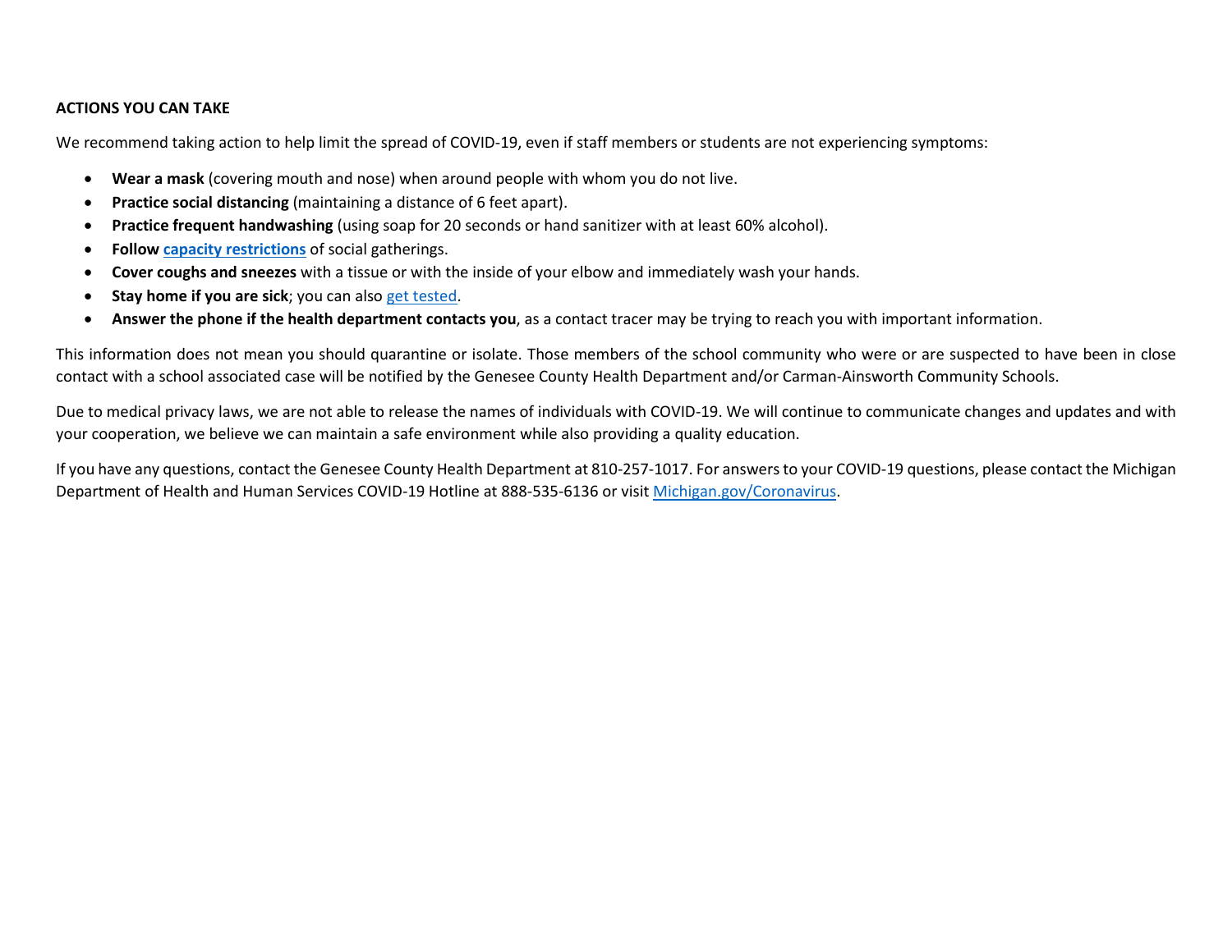**ACTIONS YOU CAN TAKE**

We recommend taking action to help limit the spread of COVID-19, even if staff members or students are not experiencing symptoms:

- **Wear a mask** (covering mouth and nose) when around people with whom you do not live.
- **Practice social distancing** (maintaining a distance of 6 feet apart).
- **Practice frequent handwashing** (using soap for 20 seconds or hand sanitizer with at least 60% alcohol).
- **Follow capacity restrictions** of social gatherings.
- **Cover coughs and sneezes** with a tissue or with the inside of your elbow and immediately wash your hands.
- **Stay home if you are sick**; you can also get tested.
- **Answer the phone if the health department contacts you**, as a contact tracer may be trying to reach you with important information.

This information does not mean you should quarantine or isolate. Those members of the school community who were or are suspected to have been in close contact with a school associated case will be notified by the Genesee County Health Department and/or Carman-Ainsworth Community Schools.

Due to medical privacy laws, we are not able to release the names of individuals with COVID-19. We will continue to communicate changes and updates and with your cooperation, we believe we can maintain a safe environment while also providing a quality education.

If you have any questions, contact the Genesee County Health Department at 810-257-1017. For answers to your COVID-19 questions, please contact the Michigan Department of Health and Human Services COVID-19 Hotline at 888-535-6136 or visit Michigan.gov/Coronavirus.